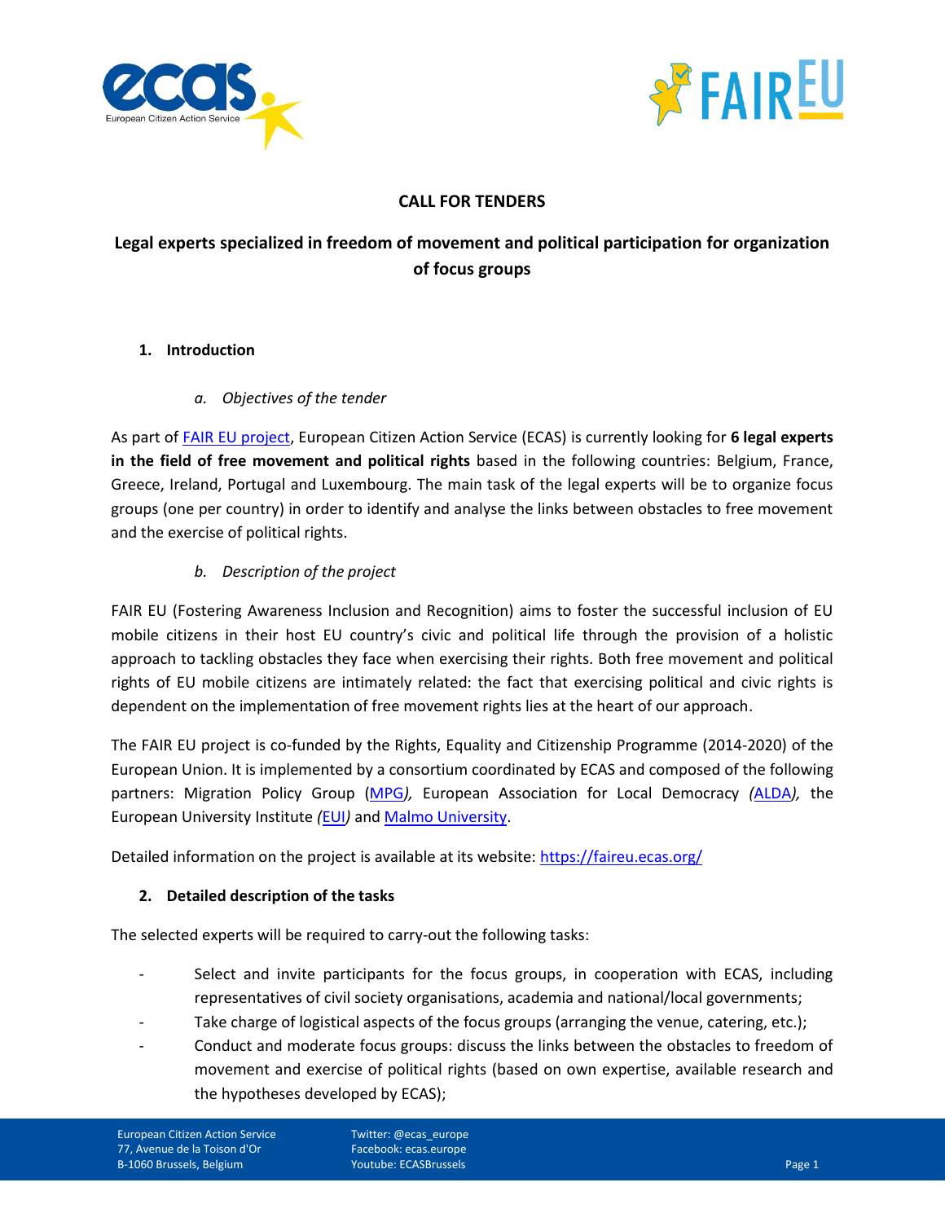# CALL FOR TENDERS

## Legal experts specialized in freedom of movement and political participation for organization of focus groups

### 1. Introduction

#### a. *Objectives of the tender*

As part of FAIR EU project, European Citizen Action Service (ECAS) is currently looking for **6 legal experts in the field of free movement and political rights** based in the following countries: Belgium, France, Greece, Ireland, Portugal and Luxembourg. The main task of the legal experts will be to organize focus groups (one per country) in order to identify and analyse the links between obstacles to free movement and the exercise of political rights.

#### b. *Description of the project*

FAIR EU (Fostering Awareness Inclusion and Recognition) aims to foster the successful inclusion of EU mobile citizens in their host EU country's civic and political life through the provision of a holistic approach to tackling obstacles they face when exercising their rights. Both free movement and political rights of EU mobile citizens are intimately related: the fact that exercising political and civic rights is dependent on the implementation of free movement rights lies at the heart of our approach.

The FAIR EU project is co-funded by the Rights, Equality and Citizenship Programme (2014-2020) of the European Union. It is implemented by a consortium coordinated by ECAS and composed of the following partners: Migration Policy Group (MPG*)*, European Association for Local Democracy *(*ALDA*),* the European University Institute *(*EUI*)* and Malmo University.

Detailed information on the project is available at its website: https://faireu.ecas.org/

### 2. Detailed description of the tasks

The selected experts will be required to carry-out the following tasks:

- Select and invite participants for the focus groups, in cooperation with ECAS, including representatives of civil society organisations, academia and national/local governments;
- Take charge of logistical aspects of the focus groups (arranging the venue, catering, etc.);
- Conduct and moderate focus groups: discuss the links between the obstacles to freedom of movement and exercise of political rights (based on own expertise, available research and the hypotheses developed by ECAS);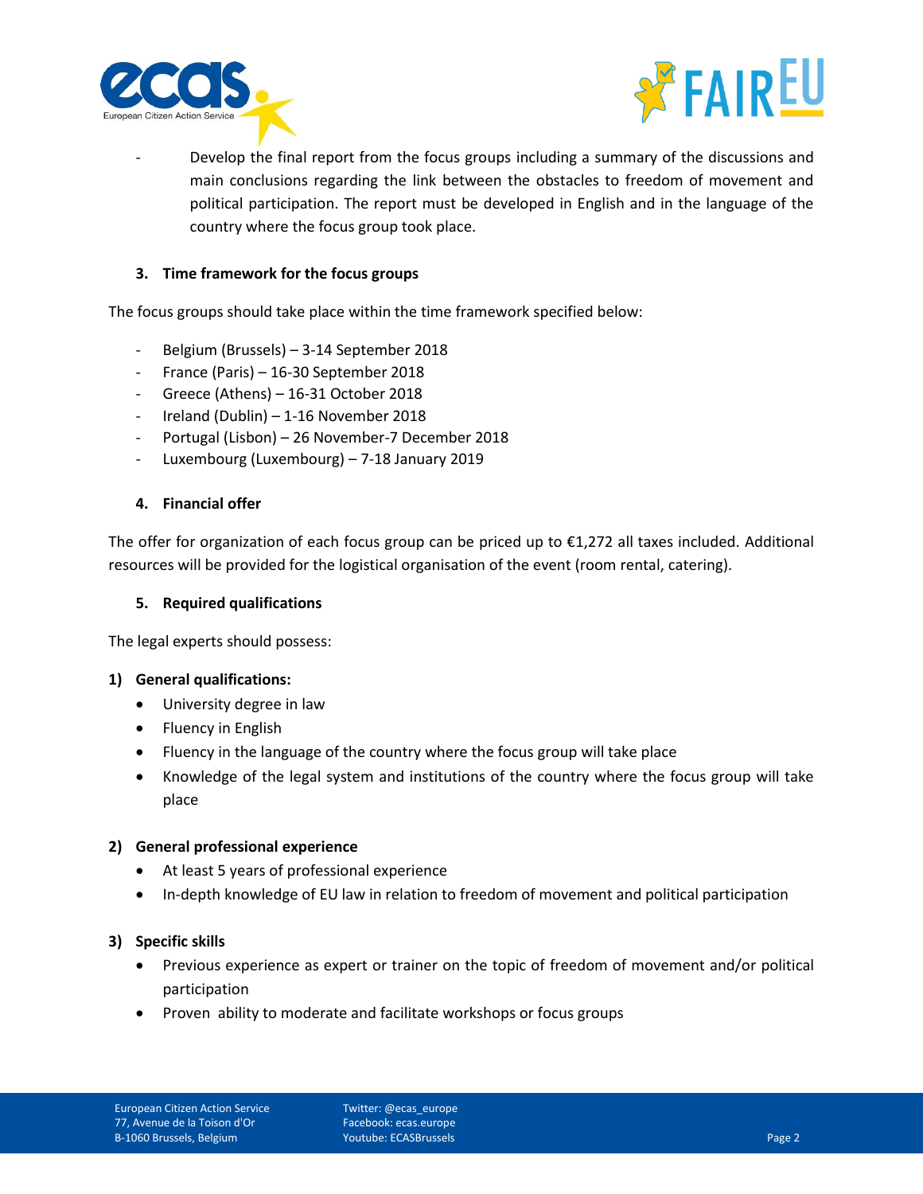- Develop the final report from the focus groups including a summary of the discussions and main conclusions regarding the link between the obstacles to freedom of movement and political participation. The report must be developed in English and in the language of the country where the focus group took place.

### 3. Time framework for the focus groups

The focus groups should take place within the time framework specified below:

- Belgium (Brussels) – 3-14 September 2018
- France (Paris) – 16-30 September 2018
- Greece (Athens) – 16-31 October 2018
- Ireland (Dublin) – 1-16 November 2018
- Portugal (Lisbon) – 26 November-7 December 2018
- Luxembourg (Luxembourg) – 7-18 January 2019

### 4. Financial offer

The offer for organization of each focus group can be priced up to €1,272 all taxes included. Additional resources will be provided for the logistical organisation of the event (room rental, catering).

### 5. Required qualifications

The legal experts should possess:

**1) General qualifications:**

- University degree in law
- Fluency in English
- Fluency in the language of the country where the focus group will take place
- Knowledge of the legal system and institutions of the country where the focus group will take place

**2) General professional experience**

- At least 5 years of professional experience
- In-depth knowledge of EU law in relation to freedom of movement and political participation

**3) Specific skills**

- Previous experience as expert or trainer on the topic of freedom of movement and/or political participation
- Proven ability to moderate and facilitate workshops or focus groups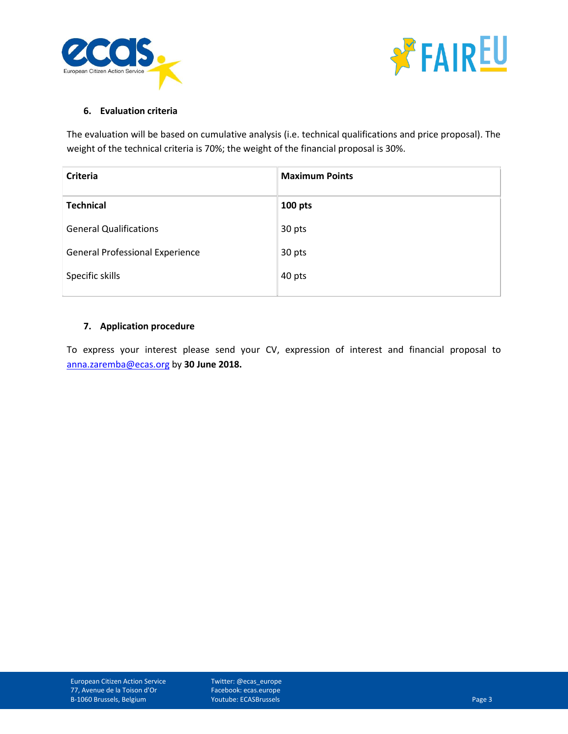### 6. Evaluation criteria

The evaluation will be based on cumulative analysis (i.e. technical qualifications and price proposal). The weight of the technical criteria is 70%; the weight of the financial proposal is 30%.

| Criteria | Maximum Points |
|---|---|
| **Technical** | **100 pts** |
| General Qualifications | 30 pts |
| General Professional Experience | 30 pts |
| Specific skills | 40 pts |

### 7. Application procedure

To express your interest please send your CV, expression of interest and financial proposal to anna.zaremba@ecas.org by **30 June 2018.**